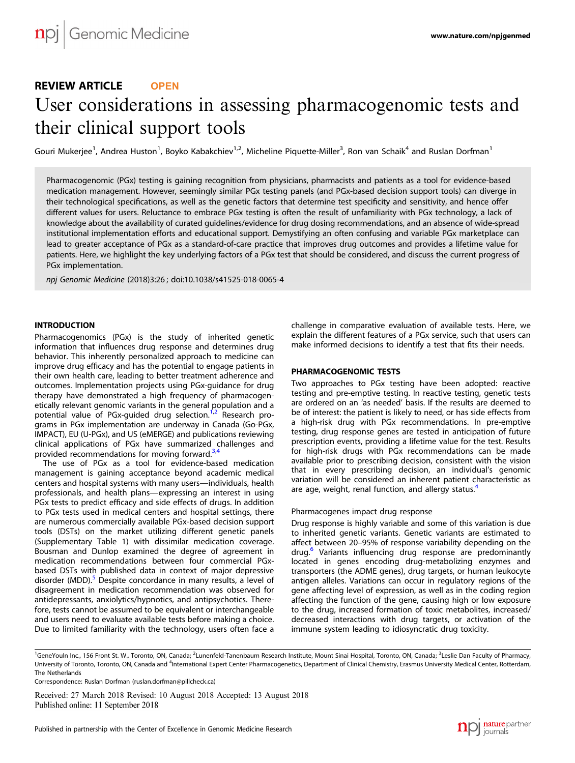REVIEW ARTICLE OPEN

# User considerations in assessing pharmacogenomic tests and their clinical support tools

Gouri Mukerjee[1], Andrea Huston[1], Boyko Kabakchiev[1,2], Micheline Piquette-Miller[3], Ron van Schaik[4] and Ruslan Dorfman[1]

Pharmacogenomic (PGx) testing is gaining recognition from physicians, pharmacists and patients as a tool for evidence-based medication management. However, seemingly similar PGx testing panels (and PGx-based decision support tools) can diverge in their technological specifications, as well as the genetic factors that determine test specificity and sensitivity, and hence offer different values for users. Reluctance to embrace PGx testing is often the result of unfamiliarity with PGx technology, a lack of knowledge about the availability of curated guidelines/evidence for drug dosing recommendations, and an absence of wide-spread institutional implementation efforts and educational support. Demystifying an often confusing and variable PGx marketplace can lead to greater acceptance of PGx as a standard-of-care practice that improves drug outcomes and provides a lifetime value for patients. Here, we highlight the key underlying factors of a PGx test that should be considered, and discuss the current progress of PGx implementation.

*npj Genomic Medicine* (2018)3:26 ; doi:10.1038/s41525-018-0065-4

## INTRODUCTION

Pharmacogenomics (PGx) is the study of inherited genetic information that influences drug response and determines drug behavior. This inherently personalized approach to medicine can improve drug efficacy and has the potential to engage patients in their own health care, leading to better treatment adherence and outcomes. Implementation projects using PGx-guidance for drug therapy have demonstrated a high frequency of pharmacogenetically relevant genomic variants in the general population and a potential value of PGx-guided drug selection.[1,2] Research programs in PGx implementation are underway in Canada (Go-PGx, IMPACT), EU (U-PGx), and US (eMERGE) and publications reviewing clinical applications of PGx have summarized challenges and provided recommendations for moving forward.[3,4]

The use of PGx as a tool for evidence-based medication management is gaining acceptance beyond academic medical centers and hospital systems with many users—individuals, health professionals, and health plans—expressing an interest in using PGx tests to predict efficacy and side effects of drugs. In addition to PGx tests used in medical centers and hospital settings, there are numerous commercially available PGx-based decision support tools (DSTs) on the market utilizing different genetic panels (Supplementary Table 1) with dissimilar medication coverage. Bousman and Dunlop examined the degree of agreement in medication recommendations between four commercial PGx-based DSTs with published data in context of major depressive disorder (MDD).[5] Despite concordance in many results, a level of disagreement in medication recommendation was observed for antidepressants, anxiolytics/hypnotics, and antipsychotics. Therefore, tests cannot be assumed to be equivalent or interchangeable and users need to evaluate available tests before making a choice. Due to limited familiarity with the technology, users often face a challenge in comparative evaluation of available tests. Here, we explain the different features of a PGx service, such that users can make informed decisions to identify a test that fits their needs.

## PHARMACOGENOMIC TESTS

Two approaches to PGx testing have been adopted: reactive testing and pre-emptive testing. In reactive testing, genetic tests are ordered on an 'as needed' basis. If the results are deemed to be of interest: the patient is likely to need, or has side effects from a high-risk drug with PGx recommendations. In pre-emptive testing, drug response genes are tested in anticipation of future prescription events, providing a lifetime value for the test. Results for high-risk drugs with PGx recommendations can be made available prior to prescribing decision, consistent with the vision that in every prescribing decision, an individual's genomic variation will be considered an inherent patient characteristic as are age, weight, renal function, and allergy status.[4]

### Pharmacogenes impact drug response

Drug response is highly variable and some of this variation is due to inherited genetic variants. Genetic variants are estimated to affect between 20–95% of response variability depending on the drug.[6] Variants influencing drug response are predominantly located in genes encoding drug-metabolizing enzymes and transporters (the ADME genes), drug targets, or human leukocyte antigen alleles. Variations can occur in regulatory regions of the gene affecting level of expression, as well as in the coding region affecting the function of the gene, causing high or low exposure to the drug, increased formation of toxic metabolites, increased/decreased interactions with drug targets, or activation of the immune system leading to idiosyncratic drug toxicity.

[1]GeneYouIn Inc., 156 Front St. W., Toronto, ON, Canada; [2]Lunenfeld-Tanenbaum Research Institute, Mount Sinai Hospital, Toronto, ON, Canada; [3]Leslie Dan Faculty of Pharmacy, University of Toronto, Toronto, ON, Canada and [4]International Expert Center Pharmacogenetics, Department of Clinical Chemistry, Erasmus University Medical Center, Rotterdam, The Netherlands
Correspondence: Ruslan Dorfman (ruslan.dorfman@pillcheck.ca)

Received: 27 March 2018 Revised: 10 August 2018 Accepted: 13 August 2018
Published online: 11 September 2018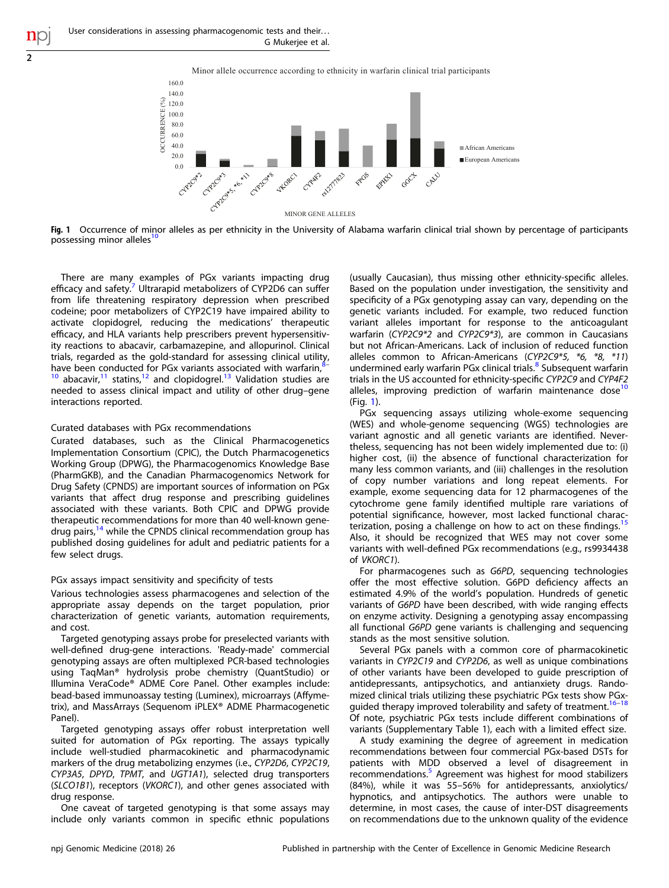Fig. 1 Occurrence of minor alleles as per ethnicity in the University of Alabama warfarin clinical trial shown by percentage of participants possessing minor alleles[10]

There are many examples of PGx variants impacting drug efficacy and safety.[7] Ultrarapid metabolizers of CYP2D6 can suffer from life threatening respiratory depression when prescribed codeine; poor metabolizers of CYP2C19 have impaired ability to activate clopidogrel, reducing the medications' therapeutic efficacy, and HLA variants help prescribers prevent hypersensitivity reactions to abacavir, carbamazepine, and allopurinol. Clinical trials, regarded as the gold-standard for assessing clinical utility, have been conducted for PGx variants associated with warfarin,[8–10] abacavir,[11] statins,[12] and clopidogrel.[13] Validation studies are needed to assess clinical impact and utility of other drug–gene interactions reported.

### Curated databases with PGx recommendations

Curated databases, such as the Clinical Pharmacogenetics Implementation Consortium (CPIC), the Dutch Pharmacogenetics Working Group (DPWG), the Pharmacogenomics Knowledge Base (PharmGKB), and the Canadian Pharmacogenomics Network for Drug Safety (CPNDS) are important sources of information on PGx variants that affect drug response and prescribing guidelines associated with these variants. Both CPIC and DPWG provide therapeutic recommendations for more than 40 well-known gene-drug pairs,[14] while the CPNDS clinical recommendation group has published dosing guidelines for adult and pediatric patients for a few select drugs.

### PGx assays impact sensitivity and specificity of tests

Various technologies assess pharmacogenes and selection of the appropriate assay depends on the target population, prior characterization of genetic variants, automation requirements, and cost.

Targeted genotyping assays probe for preselected variants with well-defined drug-gene interactions. 'Ready-made' commercial genotyping assays are often multiplexed PCR-based technologies using TaqMan® hydrolysis probe chemistry (QuantStudio) or Illumina VeraCode® ADME Core Panel. Other examples include: bead-based immunoassay testing (Luminex), microarrays (Affymetrix), and MassArrays (Sequenom iPLEX® ADME Pharmacogenetic Panel).

Targeted genotyping assays offer robust interpretation well suited for automation of PGx reporting. The assays typically include well-studied pharmacokinetic and pharmacodynamic markers of the drug metabolizing enzymes (i.e., *CYP2D6*, *CYP2C19*, *CYP3A5*, *DPYD*, *TPMT*, and *UGT1A1*), selected drug transporters (*SLCO1B1*), receptors (*VKORC1*), and other genes associated with drug response.

One caveat of targeted genotyping is that some assays may include only variants common in specific ethnic populations (usually Caucasian), thus missing other ethnicity-specific alleles. Based on the population under investigation, the sensitivity and specificity of a PGx genotyping assay can vary, depending on the genetic variants included. For example, two reduced function variant alleles important for response to the anticoagulant warfarin (*CYP2C9*2* and *CYP2C9*3*), are common in Caucasians but not African-Americans. Lack of inclusion of reduced function alleles common to African-Americans (*CYP2C9*5, *6, *8, *11*) undermined early warfarin PGx clinical trials.[8] Subsequent warfarin trials in the US accounted for ethnicity-specific *CYP2C9* and *CYP4F2* alleles, improving prediction of warfarin maintenance dose[10] (Fig. 1).

PGx sequencing assays utilizing whole-exome sequencing (WES) and whole-genome sequencing (WGS) technologies are variant agnostic and all genetic variants are identified. Nevertheless, sequencing has not been widely implemented due to: (i) higher cost, (ii) the absence of functional characterization for many less common variants, and (iii) challenges in the resolution of copy number variations and long repeat elements. For example, exome sequencing data for 12 pharmacogenes of the cytochrome gene family identified multiple rare variations of potential significance, however, most lacked functional characterization, posing a challenge on how to act on these findings.[15] Also, it should be recognized that WES may not cover some variants with well-defined PGx recommendations (e.g., rs9934438 of *VKORC1*).

For pharmacogenes such as *G6PD*, sequencing technologies offer the most effective solution. G6PD deficiency affects an estimated 4.9% of the world's population. Hundreds of genetic variants of *G6PD* have been described, with wide ranging effects on enzyme activity. Designing a genotyping assay encompassing all functional *G6PD* gene variants is challenging and sequencing stands as the most sensitive solution.

Several PGx panels with a common core of pharmacokinetic variants in *CYP2C19* and *CYP2D6*, as well as unique combinations of other variants have been developed to guide prescription of antidepressants, antipsychotics, and antianxiety drugs. Randomized clinical trials utilizing these psychiatric PGx tests show PGx-guided therapy improved tolerability and safety of treatment.[16–18] Of note, psychiatric PGx tests include different combinations of variants (Supplementary Table 1), each with a limited effect size.

A study examining the degree of agreement in medication recommendations between four commercial PGx-based DSTs for patients with MDD observed a level of disagreement in recommendations.[5] Agreement was highest for mood stabilizers (84%), while it was 55–56% for antidepressants, anxiolytics/hypnotics, and antipsychotics. The authors were unable to determine, in most cases, the cause of inter-DST disagreements on recommendations due to the unknown quality of the evidence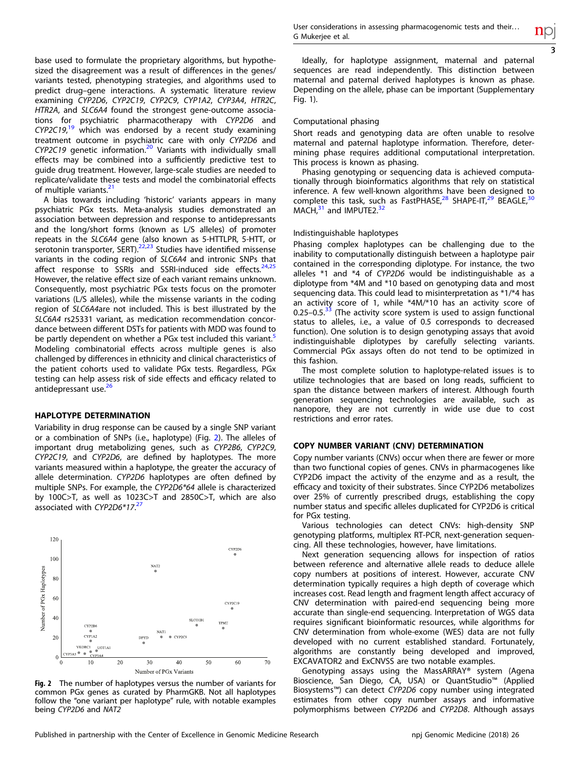base used to formulate the proprietary algorithms, but hypothesized the disagreement was a result of differences in the genes/variants tested, phenotyping strategies, and algorithms used to predict drug–gene interactions. A systematic literature review examining *CYP2D6*, *CYP2C19*, *CYP2C9*, *CYP1A2*, *CYP3A4*, *HTR2C*, *HTR2A*, and *SLC6A4* found the strongest gene-outcome associations for psychiatric pharmacotherapy with *CYP2D6* and *CYP2C19*,[19] which was endorsed by a recent study examining treatment outcome in psychiatric care with only *CYP2D6* and *CYP2C19* genetic information.[20] Variants with individually small effects may be combined into a sufficiently predictive test to guide drug treatment. However, large-scale studies are needed to replicate/validate these tests and model the combinatorial effects of multiple variants.[21]

A bias towards including 'historic' variants appears in many psychiatric PGx tests. Meta-analysis studies demonstrated an association between depression and response to antidepressants and the long/short forms (known as L/S alleles) of promoter repeats in the *SLC6A4* gene (also known as 5-HTTLPR, 5-HTT, or serotonin transporter, SERT).[22,23] Studies have identified missense variants in the coding region of *SLC6A4* and intronic SNPs that affect response to SSRIs and SSRI-induced side effects.[24,25] However, the relative effect size of each variant remains unknown. Consequently, most psychiatric PGx tests focus on the promoter variations (L/S alleles), while the missense variants in the coding region of *SLC6A4*are not included. This is best illustrated by the *SLC6A4* rs25331 variant, as medication recommendation concordance between different DSTs for patients with MDD was found to be partly dependent on whether a PGx test included this variant.[5] Modeling combinatorial effects across multiple genes is also challenged by differences in ethnicity and clinical characteristics of the patient cohorts used to validate PGx tests. Regardless, PGx testing can help assess risk of side effects and efficacy related to antidepressant use.[26]

## HAPLOTYPE DETERMINATION

Variability in drug response can be caused by a single SNP variant or a combination of SNPs (i.e., haplotype) (Fig. 2). The alleles of important drug metabolizing genes, such as *CYP2B6*, *CYP2C9*, *CYP2C19*, and *CYP2D6*, are defined by haplotypes. The more variants measured within a haplotype, the greater the accuracy of allele determination. *CYP2D6* haplotypes are often defined by multiple SNPs. For example, the *CYP2D6\*64* allele is characterized by 100C>T, as well as 1023C>T and 2850C>T, which are also associated with *CYP2D6\*17*.[27]

**Fig. 2** The number of haplotypes versus the number of variants for common PGx genes as curated by PharmGKB. Not all haplotypes follow the "one variant per haplotype" rule, with notable examples being *CYP2D6* and *NAT2*

Ideally, for haplotype assignment, maternal and paternal sequences are read independently. This distinction between maternal and paternal derived haplotypes is known as phase. Depending on the allele, phase can be important (Supplementary Fig. 1).

### Computational phasing

Short reads and genotyping data are often unable to resolve maternal and paternal haplotype information. Therefore, determining phase requires additional computational interpretation. This process is known as phasing.

Phasing genotyping or sequencing data is achieved computationally through bioinformatics algorithms that rely on statistical inference. A few well-known algorithms have been designed to complete this task, such as FastPHASE,[28] SHAPE-IT,[29] BEAGLE,[30] MACH,[31] and IMPUTE2.[32]

### Indistinguishable haplotypes

Phasing complex haplotypes can be challenging due to the inability to computationally distinguish between a haplotype pair contained in the corresponding diplotype. For instance, the two alleles \*1 and \*4 of *CYP2D6* would be indistinguishable as a diplotype from \*4M and \*10 based on genotyping data and most sequencing data. This could lead to misinterpretation as \*1/\*4 has an activity score of 1, while \*4M/\*10 has an activity score of 0.25–0.5.[33] (The activity score system is used to assign functional status to alleles, i.e., a value of 0.5 corresponds to decreased function). One solution is to design genotyping assays that avoid indistinguishable diplotypes by carefully selecting variants. Commercial PGx assays often do not tend to be optimized in this fashion.

The most complete solution to haplotype-related issues is to utilize technologies that are based on long reads, sufficient to span the distance between markers of interest. Although fourth generation sequencing technologies are available, such as nanopore, they are not currently in wide use due to cost restrictions and error rates.

## COPY NUMBER VARIANT (CNV) DETERMINATION

Copy number variants (CNVs) occur when there are fewer or more than two functional copies of genes. CNVs in pharmacogenes like CYP2D6 impact the activity of the enzyme and as a result, the efficacy and toxicity of their substrates. Since CYP2D6 metabolizes over 25% of currently prescribed drugs, establishing the copy number status and specific alleles duplicated for CYP2D6 is critical for PGx testing.

Various technologies can detect CNVs: high-density SNP genotyping platforms, multiplex RT-PCR, next-generation sequencing. All these technologies, however, have limitations.

Next generation sequencing allows for inspection of ratios between reference and alternative allele reads to deduce allele copy numbers at positions of interest. However, accurate CNV determination typically requires a high depth of coverage which increases cost. Read length and fragment length affect accuracy of CNV determination with paired-end sequencing being more accurate than single-end sequencing. Interpretation of WGS data requires significant bioinformatic resources, while algorithms for CNV determination from whole-exome (WES) data are not fully developed with no current established standard. Fortunately, algorithms are constantly being developed and improved, EXCAVATOR2 and ExCNVSS are two notable examples.

Genotyping assays using the MassARRAY® system (Agena Bioscience, San Diego, CA, USA) or QuantStudio™ (Applied Biosystems™) can detect *CYP2D6* copy number using integrated estimates from other copy number assays and informative polymorphisms between *CYP2D6* and *CYP2D8*. Although assays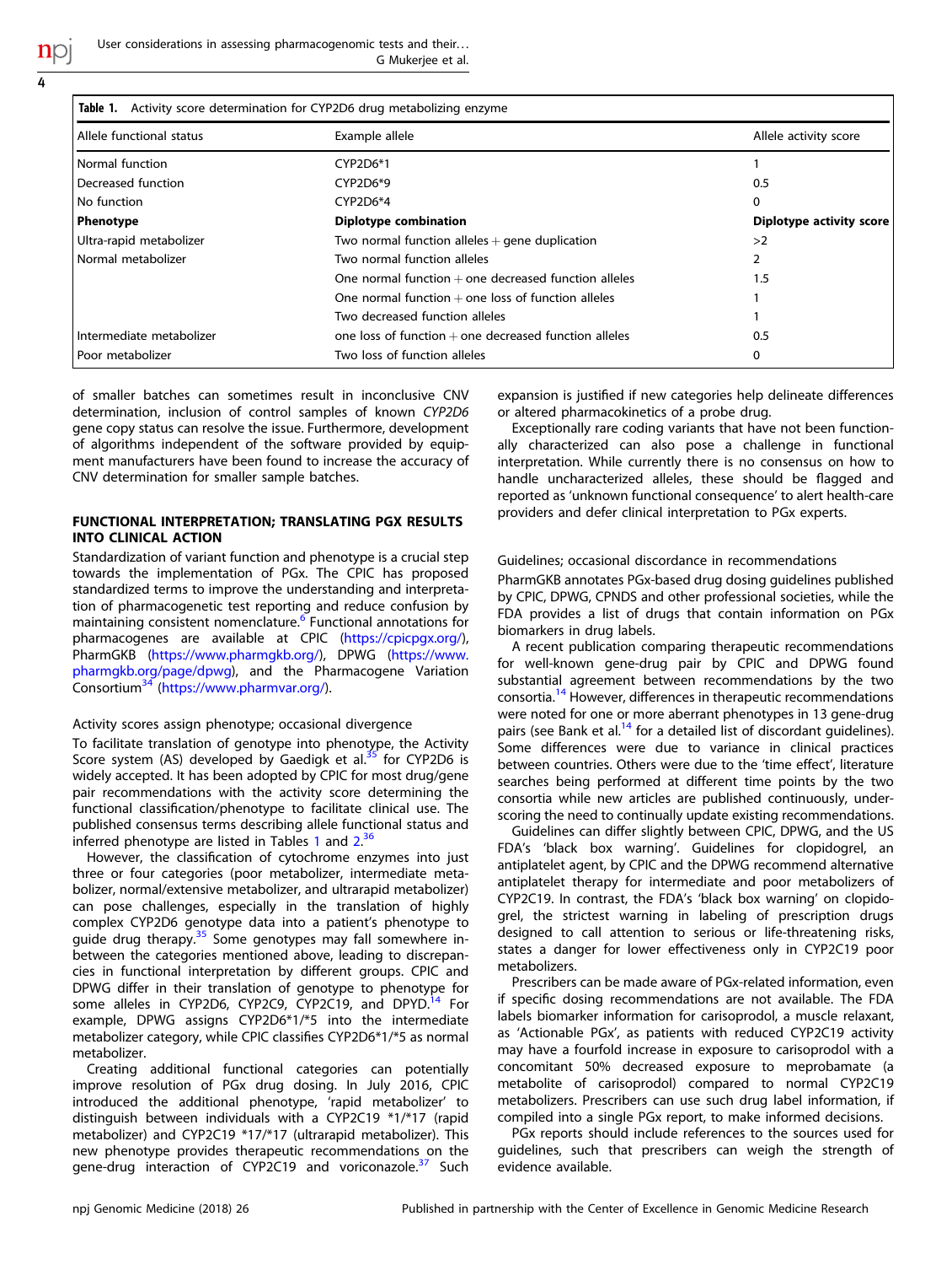**Table 1.** Activity score determination for CYP2D6 drug metabolizing enzyme

| Allele functional status | Example allele | Allele activity score |
|---|---|---|
| Normal function | CYP2D6*1 | 1 |
| Decreased function | CYP2D6*9 | 0.5 |
| No function | CYP2D6*4 | 0 |
| **Phenotype** | **Diplotype combination** | **Diplotype activity score** |
| Ultra-rapid metabolizer | Two normal function alleles + gene duplication | >2 |
| Normal metabolizer | Two normal function alleles | 2 |
| | One normal function + one decreased function alleles | 1.5 |
| | One normal function + one loss of function alleles | 1 |
| | Two decreased function alleles | 1 |
| Intermediate metabolizer | one loss of function + one decreased function alleles | 0.5 |
| Poor metabolizer | Two loss of function alleles | 0 |

of smaller batches can sometimes result in inconclusive CNV determination, inclusion of control samples of known *CYP2D6* gene copy status can resolve the issue. Furthermore, development of algorithms independent of the software provided by equipment manufacturers have been found to increase the accuracy of CNV determination for smaller sample batches.

## FUNCTIONAL INTERPRETATION; TRANSLATING PGX RESULTS INTO CLINICAL ACTION

Standardization of variant function and phenotype is a crucial step towards the implementation of PGx. The CPIC has proposed standardized terms to improve the understanding and interpretation of pharmacogenetic test reporting and reduce confusion by maintaining consistent nomenclature.[6] Functional annotations for pharmacogenes are available at CPIC (https://cpicpgx.org/), PharmGKB (https://www.pharmgkb.org/), DPWG (https://www.pharmgkb.org/page/dpwg), and the Pharmacogene Variation Consortium[34] (https://www.pharmvar.org/).

### Activity scores assign phenotype; occasional divergence

To facilitate translation of genotype into phenotype, the Activity Score system (AS) developed by Gaedigk et al.[35] for CYP2D6 is widely accepted. It has been adopted by CPIC for most drug/gene pair recommendations with the activity score determining the functional classification/phenotype to facilitate clinical use. The published consensus terms describing allele functional status and inferred phenotype are listed in Tables 1 and 2.[36]

However, the classification of cytochrome enzymes into just three or four categories (poor metabolizer, intermediate metabolizer, normal/extensive metabolizer, and ultrarapid metabolizer) can pose challenges, especially in the translation of highly complex CYP2D6 genotype data into a patient's phenotype to guide drug therapy.[35] Some genotypes may fall somewhere in-between the categories mentioned above, leading to discrepancies in functional interpretation by different groups. CPIC and DPWG differ in their translation of genotype to phenotype for some alleles in CYP2D6, CYP2C9, CYP2C19, and DPYD.[14] For example, DPWG assigns CYP2D6*1/*5 into the intermediate metabolizer category, while CPIC classifies CYP2D6*1/*5 as normal metabolizer.

Creating additional functional categories can potentially improve resolution of PGx drug dosing. In July 2016, CPIC introduced the additional phenotype, 'rapid metabolizer' to distinguish between individuals with a CYP2C19 *1/*17 (rapid metabolizer) and CYP2C19 *17/*17 (ultrarapid metabolizer). This new phenotype provides therapeutic recommendations on the gene-drug interaction of CYP2C19 and voriconazole.[37] Such expansion is justified if new categories help delineate differences or altered pharmacokinetics of a probe drug.

Exceptionally rare coding variants that have not been functionally characterized can also pose a challenge in functional interpretation. While currently there is no consensus on how to handle uncharacterized alleles, these should be flagged and reported as 'unknown functional consequence' to alert health-care providers and defer clinical interpretation to PGx experts.

### Guidelines; occasional discordance in recommendations

PharmGKB annotates PGx-based drug dosing guidelines published by CPIC, DPWG, CPNDS and other professional societies, while the FDA provides a list of drugs that contain information on PGx biomarkers in drug labels.

A recent publication comparing therapeutic recommendations for well-known gene-drug pair by CPIC and DPWG found substantial agreement between recommendations by the two consortia.[14] However, differences in therapeutic recommendations were noted for one or more aberrant phenotypes in 13 gene-drug pairs (see Bank et al.[14] for a detailed list of discordant guidelines). Some differences were due to variance in clinical practices between countries. Others were due to the 'time effect', literature searches being performed at different time points by the two consortia while new articles are published continuously, underscoring the need to continually update existing recommendations.

Guidelines can differ slightly between CPIC, DPWG, and the US FDA's 'black box warning'. Guidelines for clopidogrel, an antiplatelet agent, by CPIC and the DPWG recommend alternative antiplatelet therapy for intermediate and poor metabolizers of CYP2C19. In contrast, the FDA's 'black box warning' on clopidogrel, the strictest warning in labeling of prescription drugs designed to call attention to serious or life-threatening risks, states a danger for lower effectiveness only in CYP2C19 poor metabolizers.

Prescribers can be made aware of PGx-related information, even if specific dosing recommendations are not available. The FDA labels biomarker information for carisoprodol, a muscle relaxant, as 'Actionable PGx', as patients with reduced CYP2C19 activity may have a fourfold increase in exposure to carisoprodol with a concomitant 50% decreased exposure to meprobamate (a metabolite of carisoprodol) compared to normal CYP2C19 metabolizers. Prescribers can use such drug label information, if compiled into a single PGx report, to make informed decisions.

PGx reports should include references to the sources used for guidelines, such that prescribers can weigh the strength of evidence available.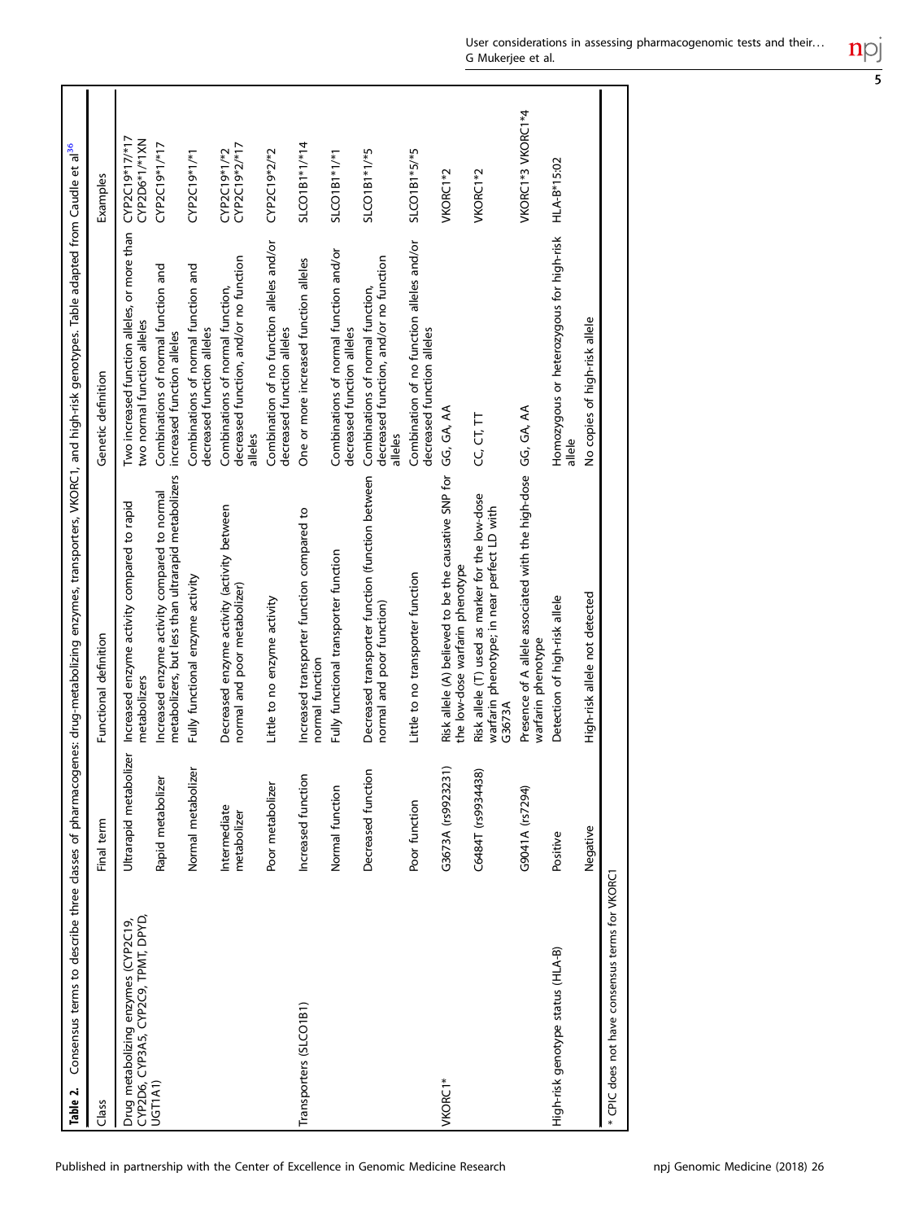**Table 2.** Consensus terms to describe three classes of pharmacogenes: drug-metabolizing enzymes, transporters, VKORC1, and high-risk genotypes. Table adapted from Caudle et al[36]

| Class | Final term | Functional definition | Genetic definition | Examples |
|---|---|---|---|---|
| Drug metabolizing enzymes (CYP2C19, CYP2D6, CYP3A5, CYP2C9, TPMT, DPYD, UGT1A1) | Ultrarapid metabolizer | Increased enzyme activity compared to rapid metabolizers | Two increased function alleles, or more than two normal function alleles | CYP2C19*17/*17 CYP2D6*1/*1XN |
| | Rapid metabolizer | Increased enzyme activity compared to normal metabolizers, but less than ultrarapid metabolizers | Combinations of normal function and increased function alleles | CYP2C19*1/*17 |
| | Normal metabolizer | Fully functional enzyme activity | Combinations of normal function and decreased function alleles | CYP2C19*1/*1 |
| | Intermediate metabolizer | Decreased enzyme activity (activity between normal and poor metabolizer) | Combinations of normal function, decreased function, and/or no function alleles | CYP2C19*1/*2 CYP2C19*2/*17 |
| | Poor metabolizer | Little to no enzyme activity | Combination of no function alleles and/or decreased function alleles | CYP2C19*2/*2 |
| Transporters (SLCO1B1) | Increased function | Increased transporter function compared to normal function | One or more increased function alleles | SLCO1B1*1/*14 |
| | Normal function | Fully functional transporter function | Combinations of normal function and/or decreased function alleles | SLCO1B1*1/*1 |
| | Decreased function | Decreased transporter function (function between normal and poor function) | Combinations of normal function, decreased function, and/or no function alleles | SLCO1B1*1/*5 |
| | Poor function | Little to no transporter function | Combination of no function alleles and/or decreased function alleles | SLCO1B1*5/*5 |
| VKORC1* | G3673A (rs9923231) | Risk allele (A) believed to be the causative SNP for the low-dose warfarin phenotype | GG, GA, AA | VKORC1*2 |
| | C6484T (rs9934438) | Risk allele (T) used as marker for the low-dose warfarin phenotype; in near perfect LD with G3673A | CC, CT, TT | VKORC1*2 |
| | G9041A (rs7294) | Presence of A allele associated with the high-dose warfarin phenotype | GG, GA, AA | VKORC1*3 VKORC1*4 |
| High-risk genotype status (HLA-B) | Positive | Detection of high-risk allele | Homozygous or heterozygous for high-risk allele | HLA-B*15:02 |
| | Negative | High-risk allele not detected | No copies of high-risk allele | |

* CPIC does not have consensus terms for VKORC1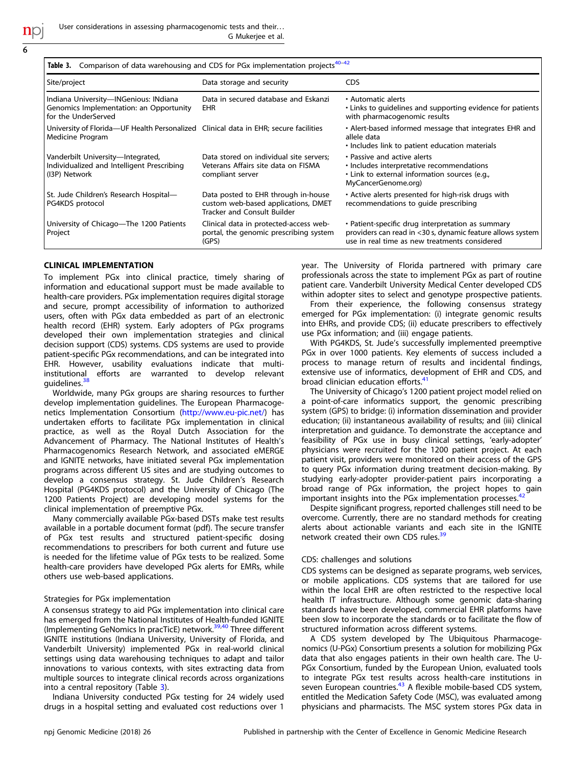**Table 3.** Comparison of data warehousing and CDS for PGx implementation projects[40–42]

| Site/project | Data storage and security | CDS |
|---|---|---|
| Indiana University—INGenious: INdiana Genomics Implementation: an Opportunity for the UnderServed | Data in secured database and Eskanzi EHR | • Automatic alerts<br>• Links to guidelines and supporting evidence for patients with pharmacogenomic results |
| University of Florida—UF Health Personalized Medicine Program | Clinical data in EHR; secure facilities | • Alert-based informed message that integrates EHR and allele data<br>• Includes link to patient education materials |
| Vanderbilt University—Integrated, Individualized and Intelligent Prescribing (I3P) Network | Data stored on individual site servers; Veterans Affairs site data on FISMA compliant server | • Passive and active alerts<br>• Includes interpretative recommendations<br>• Link to external information sources (e.g., MyCancerGenome.org) |
| St. Jude Children's Research Hospital—PG4KDS protocol | Data posted to EHR through in-house custom web-based applications, DMET Tracker and Consult Builder | • Active alerts presented for high-risk drugs with recommendations to guide prescribing |
| University of Chicago—The 1200 Patients Project | Clinical data in protected-access web-portal, the genomic prescribing system (GPS) | • Patient-specific drug interpretation as summary providers can read in <30 s, dynamic feature allows system use in real time as new treatments considered |

## CLINICAL IMPLEMENTATION

To implement PGx into clinical practice, timely sharing of information and educational support must be made available to health-care providers. PGx implementation requires digital storage and secure, prompt accessibility of information to authorized users, often with PGx data embedded as part of an electronic health record (EHR) system. Early adopters of PGx programs developed their own implementation strategies and clinical decision support (CDS) systems. CDS systems are used to provide patient-specific PGx recommendations, and can be integrated into EHR. However, usability evaluations indicate that multi-institutional efforts are warranted to develop relevant guidelines.[38]

Worldwide, many PGx groups are sharing resources to further develop implementation guidelines. The European Pharmacogenetics Implementation Consortium (http://www.eu-pic.net/) has undertaken efforts to facilitate PGx implementation in clinical practice, as well as the Royal Dutch Association for the Advancement of Pharmacy. The National Institutes of Health's Pharmacogenomics Research Network, and associated eMERGE and IGNITE networks, have initiated several PGx implementation programs across different US sites and are studying outcomes to develop a consensus strategy. St. Jude Children's Research Hospital (PG4KDS protocol) and the University of Chicago (The 1200 Patients Project) are developing model systems for the clinical implementation of preemptive PGx.

Many commercially available PGx-based DSTs make test results available in a portable document format (pdf). The secure transfer of PGx test results and structured patient-specific dosing recommendations to prescribers for both current and future use is needed for the lifetime value of PGx tests to be realized. Some health-care providers have developed PGx alerts for EMRs, while others use web-based applications.

### Strategies for PGx implementation

A consensus strategy to aid PGx implementation into clinical care has emerged from the National Institutes of Health-funded IGNITE (Implementing GeNomics In practicE) network.[39,40] Three different IGNITE institutions (Indiana University, University of Florida, and Vanderbilt University) implemented PGx in real-world clinical settings using data warehousing techniques to adapt and tailor innovations to various contexts, with sites extracting data from multiple sources to integrate clinical records across organizations into a central repository (Table 3).

Indiana University conducted PGx testing for 24 widely used drugs in a hospital setting and evaluated cost reductions over 1 year. The University of Florida partnered with primary care professionals across the state to implement PGx as part of routine patient care. Vanderbilt University Medical Center developed CDS within adopter sites to select and genotype prospective patients.

From their experience, the following consensus strategy emerged for PGx implementation: (i) integrate genomic results into EHRs, and provide CDS; (ii) educate prescribers to effectively use PGx information; and (iii) engage patients.

With PG4KDS, St. Jude's successfully implemented preemptive PGx in over 1000 patients. Key elements of success included a process to manage return of results and incidental findings, extensive use of informatics, development of EHR and CDS, and broad clinician education efforts.[41]

The University of Chicago's 1200 patient project model relied on a point-of-care informatics support, the genomic prescribing system (GPS) to bridge: (i) information dissemination and provider education; (ii) instantaneous availability of results; and (iii) clinical interpretation and guidance. To demonstrate the acceptance and feasibility of PGx use in busy clinical settings, 'early-adopter' physicians were recruited for the 1200 patient project. At each patient visit, providers were monitored on their access of the GPS to query PGx information during treatment decision-making. By studying early-adopter provider-patient pairs incorporating a broad range of PGx information, the project hopes to gain important insights into the PGx implementation processes.[42]

Despite significant progress, reported challenges still need to be overcome. Currently, there are no standard methods for creating alerts about actionable variants and each site in the IGNITE network created their own CDS rules.[39]

### CDS: challenges and solutions

CDS systems can be designed as separate programs, web services, or mobile applications. CDS systems that are tailored for use within the local EHR are often restricted to the respective local health IT infrastructure. Although some genomic data-sharing standards have been developed, commercial EHR platforms have been slow to incorporate the standards or to facilitate the flow of structured information across different systems.

A CDS system developed by The Ubiquitous Pharmacogenomics (U-PGx) Consortium presents a solution for mobilizing PGx data that also engages patients in their own health care. The U-PGx Consortium, funded by the European Union, evaluated tools to integrate PGx test results across health-care institutions in seven European countries.[43] A flexible mobile-based CDS system, entitled the Medication Safety Code (MSC), was evaluated among physicians and pharmacists. The MSC system stores PGx data in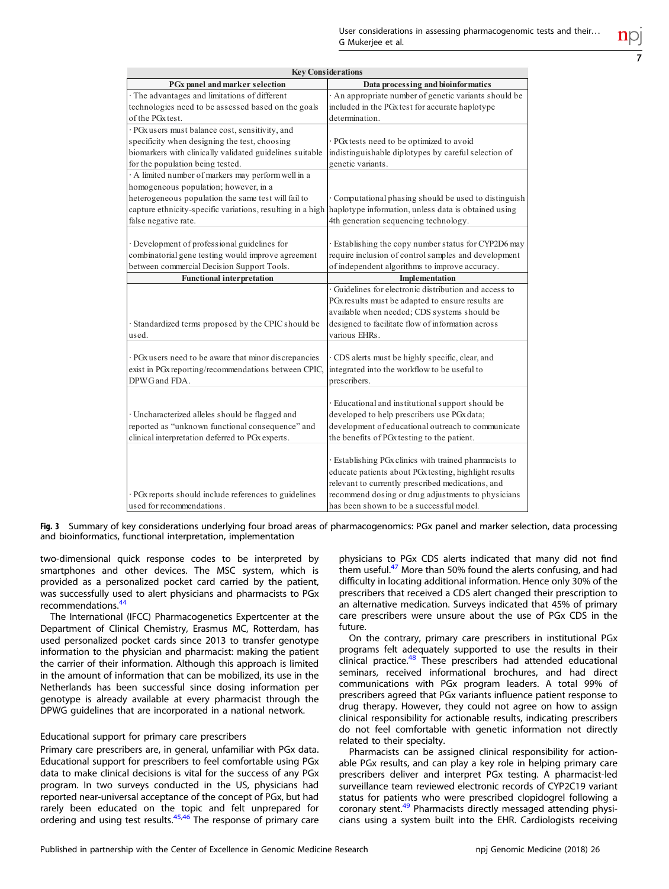| Key Considerations | |
|---|---|
| **PGx panel and marker selection** | **Data processing and bioinformatics** |
| · The advantages and limitations of different technologies need to be assessed based on the goals of the PGx test. | · An appropriate number of genetic variants should be included in the PGx test for accurate haplotype determination. |
| · PGx users must balance cost, sensitivity, and specificity when designing the test, choosing biomarkers with clinically validated guidelines suitable for the population being tested. | · PGx tests need to be optimized to avoid indistinguishable diplotypes by careful selection of genetic variants. |
| · A limited number of markers may perform well in a homogeneous population; however, in a heterogeneous population the same test will fail to capture ethnicity-specific variations, resulting in a high false negative rate. | · Computational phasing should be used to distinguish haplotype information, unless data is obtained using 4th generation sequencing technology. |
| · Development of professional guidelines for combinatorial gene testing would improve agreement between commercial Decision Support Tools. | · Establishing the copy number status for CYP2D6 may require inclusion of control samples and development of independent algorithms to improve accuracy. |
| **Functional interpretation** | **Implementation** |
| · Standardized terms proposed by the CPIC should be used. | · Guidelines for electronic distribution and access to PGx results must be adapted to ensure results are available when needed; CDS systems should be designed to facilitate flow of information across various EHRs. |
| · PGx users need to be aware that minor discrepancies exist in PGx reporting/recommendations between CPIC, DPWG and FDA. | · CDS alerts must be highly specific, clear, and integrated into the workflow to be useful to prescribers. |
| · Uncharacterized alleles should be flagged and reported as "unknown functional consequence" and clinical interpretation deferred to PGx experts. | · Educational and institutional support should be developed to help prescribers use PGx data; development of educational outreach to communicate the benefits of PGx testing to the patient. |
| · PGx reports should include references to guidelines used for recommendations. | · Establishing PGx clinics with trained pharmacists to educate patients about PGx testing, highlight results relevant to currently prescribed medications, and recommend dosing or drug adjustments to physicians has been shown to be a successful model. |

**Fig. 3** Summary of key considerations underlying four broad areas of pharmacogenomics: PGx panel and marker selection, data processing and bioinformatics, functional interpretation, implementation

two-dimensional quick response codes to be interpreted by smartphones and other devices. The MSC system, which is provided as a personalized pocket card carried by the patient, was successfully used to alert physicians and pharmacists to PGx recommendations.[44]

The International (IFCC) Pharmacogenetics Expertcenter at the Department of Clinical Chemistry, Erasmus MC, Rotterdam, has used personalized pocket cards since 2013 to transfer genotype information to the physician and pharmacist: making the patient the carrier of their information. Although this approach is limited in the amount of information that can be mobilized, its use in the Netherlands has been successful since dosing information per genotype is already available at every pharmacist through the DPWG guidelines that are incorporated in a national network.

### Educational support for primary care prescribers

Primary care prescribers are, in general, unfamiliar with PGx data. Educational support for prescribers to feel comfortable using PGx data to make clinical decisions is vital for the success of any PGx program. In two surveys conducted in the US, physicians had reported near-universal acceptance of the concept of PGx, but had rarely been educated on the topic and felt unprepared for ordering and using test results.[45,46] The response of primary care physicians to PGx CDS alerts indicated that many did not find them useful.[47] More than 50% found the alerts confusing, and had difficulty in locating additional information. Hence only 30% of the prescribers that received a CDS alert changed their prescription to an alternative medication. Surveys indicated that 45% of primary care prescribers were unsure about the use of PGx CDS in the future.

On the contrary, primary care prescribers in institutional PGx programs felt adequately supported to use the results in their clinical practice.[48] These prescribers had attended educational seminars, received informational brochures, and had direct communications with PGx program leaders. A total 99% of prescribers agreed that PGx variants influence patient response to drug therapy. However, they could not agree on how to assign clinical responsibility for actionable results, indicating prescribers do not feel comfortable with genetic information not directly related to their specialty.

Pharmacists can be assigned clinical responsibility for actionable PGx results, and can play a key role in helping primary care prescribers deliver and interpret PGx testing. A pharmacist-led surveillance team reviewed electronic records of CYP2C19 variant status for patients who were prescribed clopidogrel following a coronary stent.[49] Pharmacists directly messaged attending physicians using a system built into the EHR. Cardiologists receiving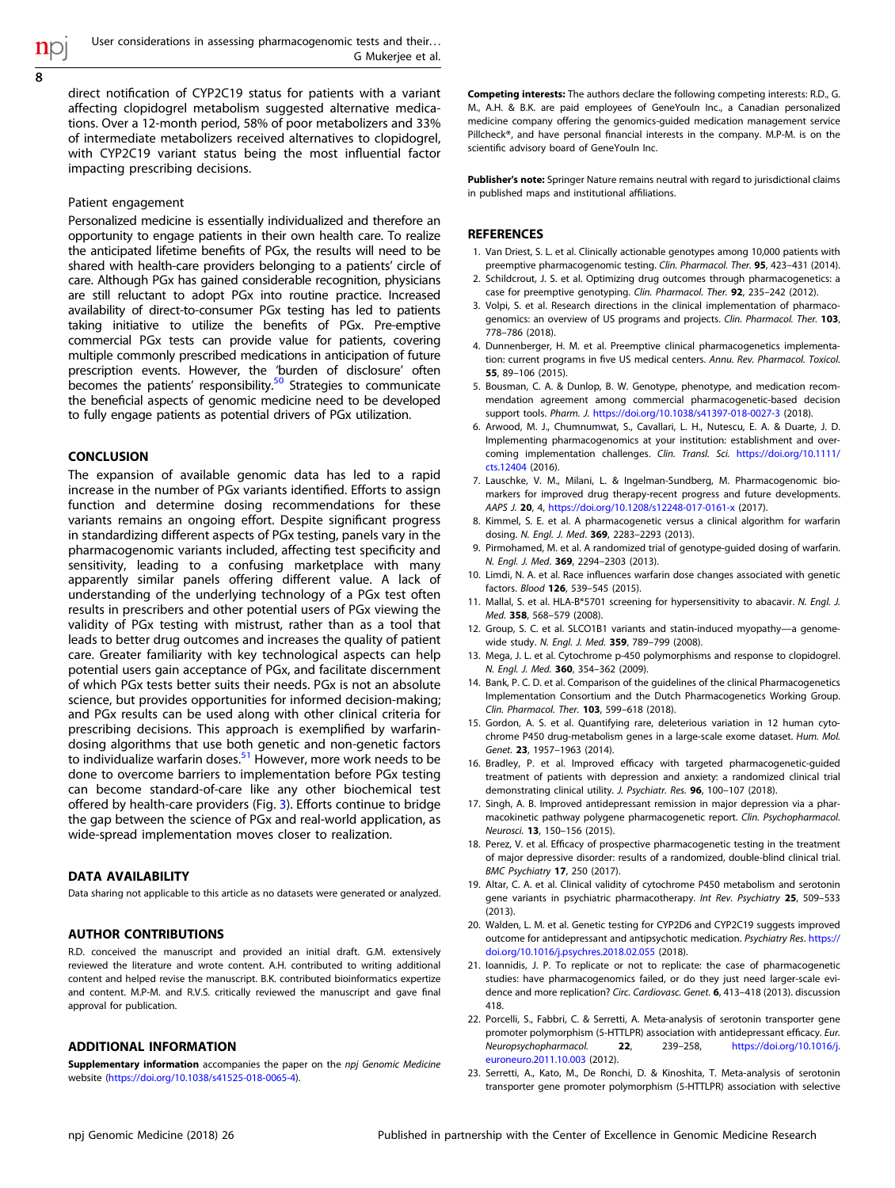direct notification of CYP2C19 status for patients with a variant affecting clopidogrel metabolism suggested alternative medications. Over a 12-month period, 58% of poor metabolizers and 33% of intermediate metabolizers received alternatives to clopidogrel, with CYP2C19 variant status being the most influential factor impacting prescribing decisions.

### Patient engagement

Personalized medicine is essentially individualized and therefore an opportunity to engage patients in their own health care. To realize the anticipated lifetime benefits of PGx, the results will need to be shared with health-care providers belonging to a patients' circle of care. Although PGx has gained considerable recognition, physicians are still reluctant to adopt PGx into routine practice. Increased availability of direct-to-consumer PGx testing has led to patients taking initiative to utilize the benefits of PGx. Pre-emptive commercial PGx tests can provide value for patients, covering multiple commonly prescribed medications in anticipation of future prescription events. However, the 'burden of disclosure' often becomes the patients' responsibility.[50] Strategies to communicate the beneficial aspects of genomic medicine need to be developed to fully engage patients as potential drivers of PGx utilization.

## CONCLUSION

The expansion of available genomic data has led to a rapid increase in the number of PGx variants identified. Efforts to assign function and determine dosing recommendations for these variants remains an ongoing effort. Despite significant progress in standardizing different aspects of PGx testing, panels vary in the pharmacogenomic variants included, affecting test specificity and sensitivity, leading to a confusing marketplace with many apparently similar panels offering different value. A lack of understanding of the underlying technology of a PGx test often results in prescribers and other potential users of PGx viewing the validity of PGx testing with mistrust, rather than as a tool that leads to better drug outcomes and increases the quality of patient care. Greater familiarity with key technological aspects can help potential users gain acceptance of PGx, and facilitate discernment of which PGx tests better suits their needs. PGx is not an absolute science, but provides opportunities for informed decision-making; and PGx results can be used along with other clinical criteria for prescribing decisions. This approach is exemplified by warfarin-dosing algorithms that use both genetic and non-genetic factors to individualize warfarin doses.[51] However, more work needs to be done to overcome barriers to implementation before PGx testing can become standard-of-care like any other biochemical test offered by health-care providers (Fig. 3). Efforts continue to bridge the gap between the science of PGx and real-world application, as wide-spread implementation moves closer to realization.

## DATA AVAILABILITY

Data sharing not applicable to this article as no datasets were generated or analyzed.

## AUTHOR CONTRIBUTIONS

R.D. conceived the manuscript and provided an initial draft. G.M. extensively reviewed the literature and wrote content. A.H. contributed to writing additional content and helped revise the manuscript. B.K. contributed bioinformatics expertize and content. M.P-M. and R.V.S. critically reviewed the manuscript and gave final approval for publication.

## ADDITIONAL INFORMATION

**Supplementary information** accompanies the paper on the *npj Genomic Medicine* website (https://doi.org/10.1038/s41525-018-0065-4).

**Competing interests:** The authors declare the following competing interests: R.D., G. M., A.H. & B.K. are paid employees of GeneYouIn Inc., a Canadian personalized medicine company offering the genomics-guided medication management service Pillcheck®, and have personal financial interests in the company. M.P-M. is on the scientific advisory board of GeneYouIn Inc.

**Publisher's note:** Springer Nature remains neutral with regard to jurisdictional claims in published maps and institutional affiliations.

## REFERENCES

1. Van Driest, S. L. et al. Clinically actionable genotypes among 10,000 patients with preemptive pharmacogenomic testing. *Clin. Pharmacol. Ther.* **95**, 423–431 (2014).
2. Schildcrout, J. S. et al. Optimizing drug outcomes through pharmacogenetics: a case for preemptive genotyping. *Clin. Pharmacol. Ther.* **92**, 235–242 (2012).
3. Volpi, S. et al. Research directions in the clinical implementation of pharmacogenomics: an overview of US programs and projects. *Clin. Pharmacol. Ther.* **103**, 778–786 (2018).
4. Dunnenberger, H. M. et al. Preemptive clinical pharmacogenetics implementation: current programs in five US medical centers. *Annu. Rev. Pharmacol. Toxicol.* **55**, 89–106 (2015).
5. Bousman, C. A. & Dunlop, B. W. Genotype, phenotype, and medication recommendation agreement among commercial pharmacogenetic-based decision support tools. *Pharm. J.* https://doi.org/10.1038/s41397-018-0027-3 (2018).
6. Arwood, M. J., Chumnumwat, S., Cavallari, L. H., Nutescu, E. A. & Duarte, J. D. Implementing pharmacogenomics at your institution: establishment and overcoming implementation challenges. *Clin. Transl. Sci.* https://doi.org/10.1111/cts.12404 (2016).
7. Lauschke, V. M., Milani, L. & Ingelman-Sundberg, M. Pharmacogenomic biomarkers for improved drug therapy-recent progress and future developments. *AAPS J.* **20**, 4, https://doi.org/10.1208/s12248-017-0161-x (2017).
8. Kimmel, S. E. et al. A pharmacogenetic versus a clinical algorithm for warfarin dosing. *N. Engl. J. Med.* **369**, 2283–2293 (2013).
9. Pirmohamed, M. et al. A randomized trial of genotype-guided dosing of warfarin. *N. Engl. J. Med*. **369**, 2294–2303 (2013).
10. Limdi, N. A. et al. Race influences warfarin dose changes associated with genetic factors. *Blood* **126**, 539–545 (2015).
11. Mallal, S. et al. HLA-B*5701 screening for hypersensitivity to abacavir. *N. Engl. J. Med.* **358**, 568–579 (2008).
12. Group, S. C. et al. SLCO1B1 variants and statin-induced myopathy—a genome-wide study. *N. Engl. J. Med.* **359**, 789–799 (2008).
13. Mega, J. L. et al. Cytochrome p-450 polymorphisms and response to clopidogrel. *N. Engl. J. Med.* **360**, 354–362 (2009).
14. Bank, P. C. D. et al. Comparison of the guidelines of the clinical Pharmacogenetics Implementation Consortium and the Dutch Pharmacogenetics Working Group. *Clin. Pharmacol. Ther.* **103**, 599–618 (2018).
15. Gordon, A. S. et al. Quantifying rare, deleterious variation in 12 human cytochrome P450 drug-metabolism genes in a large-scale exome dataset. *Hum. Mol. Genet.* **23**, 1957–1963 (2014).
16. Bradley, P. et al. Improved efficacy with targeted pharmacogenetic-guided treatment of patients with depression and anxiety: a randomized clinical trial demonstrating clinical utility. *J. Psychiatr. Res.* **96**, 100–107 (2018).
17. Singh, A. B. Improved antidepressant remission in major depression via a pharmacokinetic pathway polygene pharmacogenetic report. *Clin. Psychopharmacol. Neurosci.* **13**, 150–156 (2015).
18. Perez, V. et al. Efficacy of prospective pharmacogenetic testing in the treatment of major depressive disorder: results of a randomized, double-blind clinical trial. *BMC Psychiatry* **17**, 250 (2017).
19. Altar, C. A. et al. Clinical validity of cytochrome P450 metabolism and serotonin gene variants in psychiatric pharmacotherapy. *Int Rev. Psychiatry* **25**, 509–533 (2013).
20. Walden, L. M. et al. Genetic testing for CYP2D6 and CYP2C19 suggests improved outcome for antidepressant and antipsychotic medication. *Psychiatry Res*. https://doi.org/10.1016/j.psychres.2018.02.055 (2018).
21. Ioannidis, J. P. To replicate or not to replicate: the case of pharmacogenetic studies: have pharmacogenomics failed, or do they just need larger-scale evidence and more replication? *Circ. Cardiovasc. Genet.* **6**, 413–418 (2013). discussion 418.
22. Porcelli, S., Fabbri, C. & Serretti, A. Meta-analysis of serotonin transporter gene promoter polymorphism (5-HTTLPR) association with antidepressant efficacy. *Eur. Neuropsychopharmacol.* **22**, 239–258, https://doi.org/10.1016/j.euroneuro.2011.10.003 (2012).
23. Serretti, A., Kato, M., De Ronchi, D. & Kinoshita, T. Meta-analysis of serotonin transporter gene promoter polymorphism (5-HTTLPR) association with selective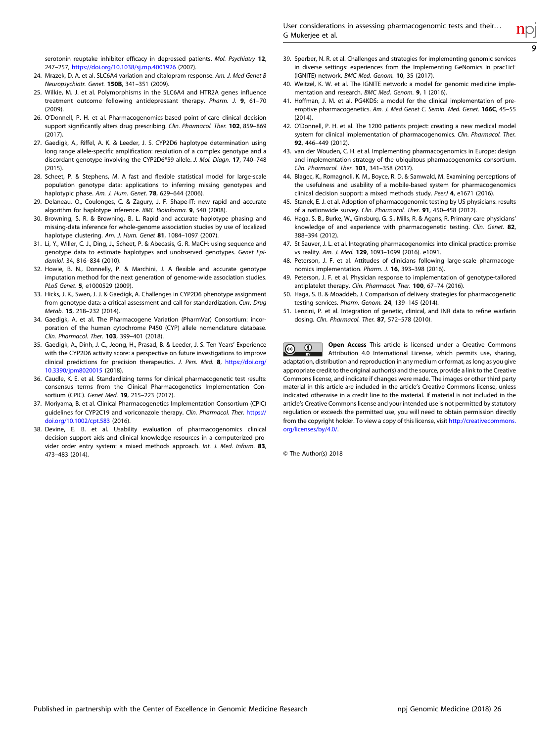serotonin reuptake inhibitor efficacy in depressed patients. *Mol. Psychiatry* **12**, 247–257, https://doi.org/10.1038/sj.mp.4001926 (2007).

24. Mrazek, D. A. et al. SLC6A4 variation and citalopram response. *Am. J. Med Genet B Neuropsychiatr. Genet.* **150B**, 341–351 (2009).
25. Wilkie, M. J. et al. Polymorphisms in the SLC6A4 and HTR2A genes influence treatment outcome following antidepressant therapy. *Pharm. J.* **9**, 61–70 (2009).
26. O'Donnell, P. H. et al. Pharmacogenomics-based point-of-care clinical decision support significantly alters drug prescribing. *Clin. Pharmacol. Ther.* **102**, 859–869 (2017).
27. Gaedigk, A., Riffel, A. K. & Leeder, J. S. CYP2D6 haplotype determination using long range allele-specific amplification: resolution of a complex genotype and a discordant genotype involving the CYP2D6*59 allele. *J. Mol. Diagn.* **17**, 740–748 (2015).
28. Scheet, P. & Stephens, M. A fast and flexible statistical model for large-scale population genotype data: applications to inferring missing genotypes and haplotypic phase. *Am. J. Hum. Genet.* **78**, 629–644 (2006).
29. Delaneau, O., Coulonges, C. & Zagury, J. F. Shape-IT: new rapid and accurate algorithm for haplotype inference. *BMC Bioinforma.* **9**, 540 (2008).
30. Browning, S. R. & Browning, B. L. Rapid and accurate haplotype phasing and missing-data inference for whole-genome association studies by use of localized haplotype clustering. *Am. J. Hum. Genet* **81**, 1084–1097 (2007).
31. Li, Y., Willer, C. J., Ding, J., Scheet, P. & Abecasis, G. R. MaCH: using sequence and genotype data to estimate haplotypes and unobserved genotypes. *Genet Epidemiol.* 34, 816–834 (2010).
32. Howie, B. N., Donnelly, P. & Marchini, J. A flexible and accurate genotype imputation method for the next generation of genome-wide association studies. *PLoS Genet*. **5**, e1000529 (2009).
33. Hicks, J. K., Swen, J. J. & Gaedigk, A. Challenges in CYP2D6 phenotype assignment from genotype data: a critical assessment and call for standardization. *Curr. Drug Metab.* **15**, 218–232 (2014).
34. Gaedigk, A. et al. The Pharmacogene Variation (PharmVar) Consortium: incorporation of the human cytochrome P450 (CYP) allele nomenclature database. *Clin. Pharmacol. Ther.* **103**, 399–401 (2018).
35. Gaedigk, A., Dinh, J. C., Jeong, H., Prasad, B. & Leeder, J. S. Ten Years' Experience with the CYP2D6 activity score: a perspective on future investigations to improve clinical predictions for precision therapeutics. *J. Pers. Med.* **8**, https://doi.org/10.3390/jpm8020015 (2018).
36. Caudle, K. E. et al. Standardizing terms for clinical pharmacogenetic test results: consensus terms from the Clinical Pharmacogenetics Implementation Consortium (CPIC). *Genet Med.* **19**, 215–223 (2017).
37. Moriyama, B. et al. Clinical Pharmacogenetics Implementation Consortium (CPIC) guidelines for CYP2C19 and voriconazole therapy. *Clin. Pharmacol. Ther.* https://doi.org/10.1002/cpt.583 (2016).
38. Devine, E. B. et al. Usability evaluation of pharmacogenomics clinical decision support aids and clinical knowledge resources in a computerized provider order entry system: a mixed methods approach. *Int. J. Med. Inform.* **83**, 473–483 (2014).
39. Sperber, N. R. et al. Challenges and strategies for implementing genomic services in diverse settings: experiences from the Implementing GeNomics In pracTicE (IGNITE) network. *BMC Med. Genom.* **10**, 35 (2017).
40. Weitzel, K. W. et al. The IGNITE network: a model for genomic medicine implementation and research. *BMC Med. Genom.* **9**, 1 (2016).
41. Hoffman, J. M. et al. PG4KDS: a model for the clinical implementation of pre-emptive pharmacogenetics. *Am. J. Med Genet C. Semin. Med. Genet*. **166C**, 45–55 (2014).
42. O'Donnell, P. H. et al. The 1200 patients project: creating a new medical model system for clinical implementation of pharmacogenomics. *Clin. Pharmacol. Ther.* **92**, 446–449 (2012).
43. van der Wouden, C. H. et al. Implementing pharmacogenomics in Europe: design and implementation strategy of the ubiquitous pharmacogenomics consortium. *Clin. Pharmacol. Ther.* **101**, 341–358 (2017).
44. Blagec, K., Romagnoli, K. M., Boyce, R. D. & Samwald, M. Examining perceptions of the usefulness and usability of a mobile-based system for pharmacogenomics clinical decision support: a mixed methods study. *PeerJ* **4**, e1671 (2016).
45. Stanek, E. J. et al. Adoption of pharmacogenomic testing by US physicians: results of a nationwide survey. *Clin. Pharmacol. Ther.* **91**, 450–458 (2012).
46. Haga, S. B., Burke, W., Ginsburg, G. S., Mills, R. & Agans, R. Primary care physicians' knowledge of and experience with pharmacogenetic testing. *Clin. Genet.* **82**, 388–394 (2012).
47. St Sauver, J. L. et al. Integrating pharmacogenomics into clinical practice: promise vs reality. *Am. J. Med.* **129**, 1093–1099 (2016). e1091.
48. Peterson, J. F. et al. Attitudes of clinicians following large-scale pharmacogenomics implementation. *Pharm. J.* **16**, 393–398 (2016).
49. Peterson, J. F. et al. Physician response to implementation of genotype-tailored antiplatelet therapy. *Clin. Pharmacol. Ther.* **100**, 67–74 (2016).
50. Haga, S. B. & Moaddeb, J. Comparison of delivery strategies for pharmacogenetic testing services. *Pharm. Genom.* **24**, 139–145 (2014).
51. Lenzini, P. et al. Integration of genetic, clinical, and INR data to refine warfarin dosing. *Clin. Pharmacol. Ther.* **87**, 572–578 (2010).

**Open Access** This article is licensed under a Creative Commons Attribution 4.0 International License, which permits use, sharing, adaptation, distribution and reproduction in any medium or format, as long as you give appropriate credit to the original author(s) and the source, provide a link to the Creative Commons license, and indicate if changes were made. The images or other third party material in this article are included in the article's Creative Commons license, unless indicated otherwise in a credit line to the material. If material is not included in the article's Creative Commons license and your intended use is not permitted by statutory regulation or exceeds the permitted use, you will need to obtain permission directly from the copyright holder. To view a copy of this license, visit http://creativecommons.org/licenses/by/4.0/.

© The Author(s) 2018